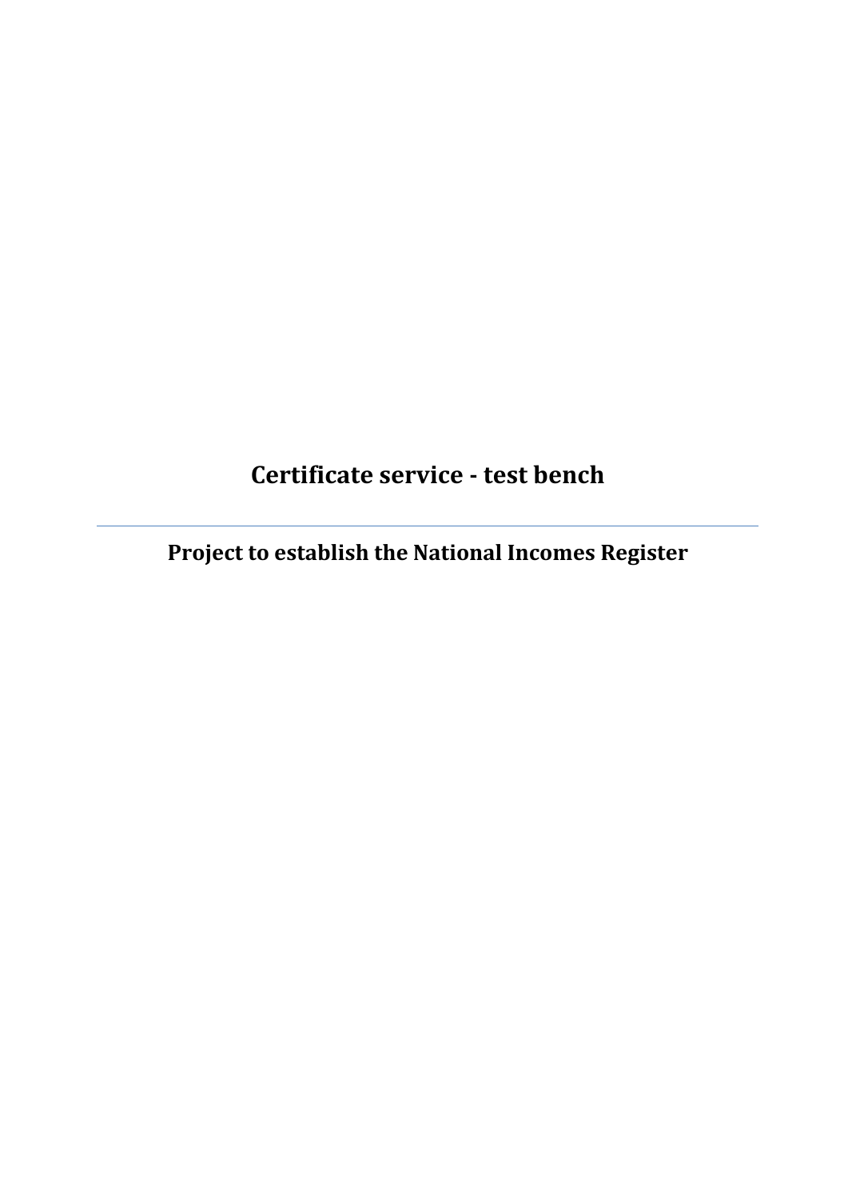# Certificate service - test bench

---

## Project to establish the National Incomes Register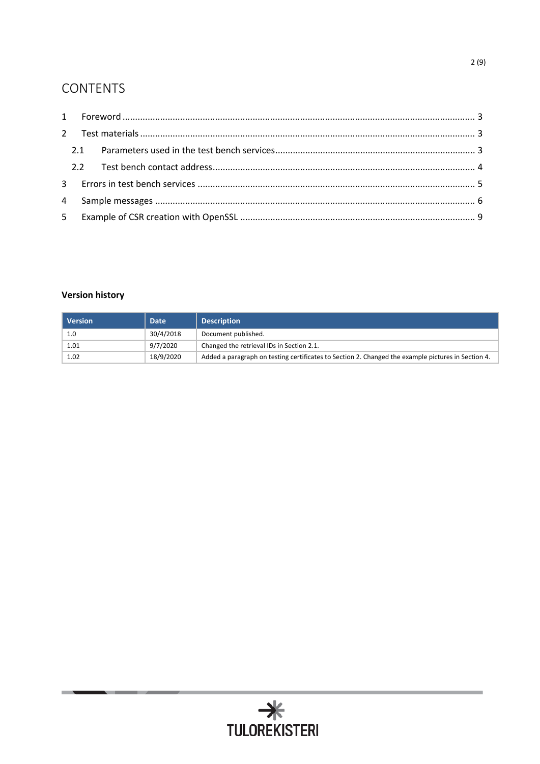# CONTENTS

1 Foreword ........................................................................................................................ 3

2 Test materials .................................................................................................................. 3

 2.1 Parameters used in the test bench services ........................................................................ 3

 2.2 Test bench contact address ............................................................................................ 4

3 Errors in test bench services .............................................................................................. 5

4 Sample messages ............................................................................................................ 6

5 Example of CSR creation with OpenSSL ............................................................................. 9

**Version history**

| Version | Date | Description |
|---|---|---|
| 1.0 | 30/4/2018 | Document published. |
| 1.01 | 9/7/2020 | Changed the retrieval IDs in Section 2.1. |
| 1.02 | 18/9/2020 | Added a paragraph on testing certificates to Section 2. Changed the example pictures in Section 4. |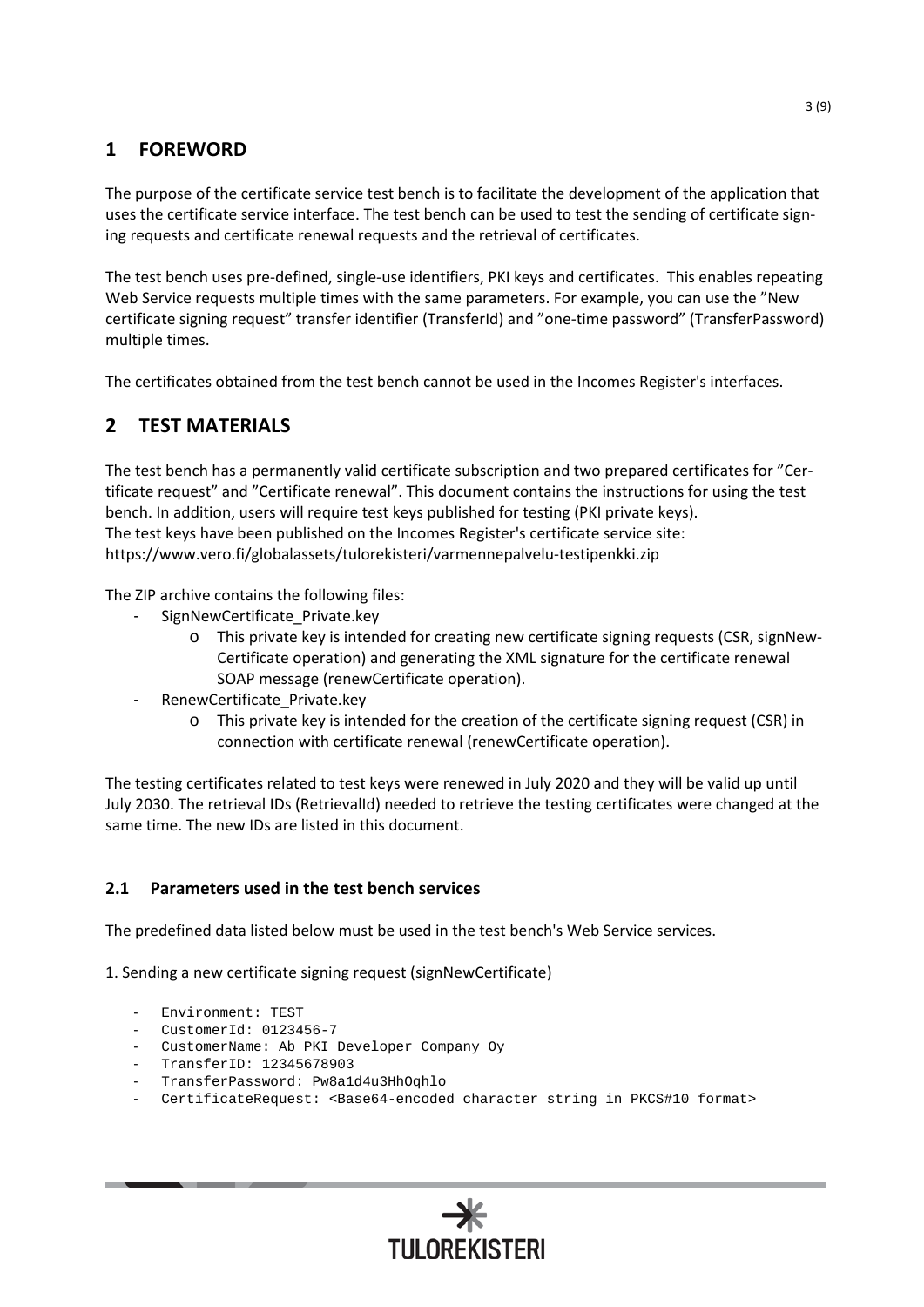# 1 FOREWORD

The purpose of the certificate service test bench is to facilitate the development of the application that uses the certificate service interface. The test bench can be used to test the sending of certificate signing requests and certificate renewal requests and the retrieval of certificates.

The test bench uses pre-defined, single-use identifiers, PKI keys and certificates. This enables repeating Web Service requests multiple times with the same parameters. For example, you can use the ”New certificate signing request” transfer identifier (TransferId) and ”one-time password” (TransferPassword) multiple times.

The certificates obtained from the test bench cannot be used in the Incomes Register's interfaces.

# 2 TEST MATERIALS

The test bench has a permanently valid certificate subscription and two prepared certificates for ”Certificate request” and ”Certificate renewal”. This document contains the instructions for using the test bench. In addition, users will require test keys published for testing (PKI private keys).
The test keys have been published on the Incomes Register's certificate service site:
https://www.vero.fi/globalassets/tulorekisteri/varmennepalvelu-testipenkki.zip

The ZIP archive contains the following files:

- SignNewCertificate_Private.key
    - This private key is intended for creating new certificate signing requests (CSR, signNewCertificate operation) and generating the XML signature for the certificate renewal SOAP message (renewCertificate operation).
- RenewCertificate_Private.key
    - This private key is intended for the creation of the certificate signing request (CSR) in connection with certificate renewal (renewCertificate operation).

The testing certificates related to test keys were renewed in July 2020 and they will be valid up until July 2030. The retrieval IDs (RetrievalId) needed to retrieve the testing certificates were changed at the same time. The new IDs are listed in this document.

## 2.1 Parameters used in the test bench services

The predefined data listed below must be used in the test bench's Web Service services.

1. Sending a new certificate signing request (signNewCertificate)

```
- Environment: TEST
- CustomerId: 0123456-7
- CustomerName: Ab PKI Developer Company Oy
- TransferID: 12345678903
- TransferPassword: Pw8a1d4u3HhOqhlo
- CertificateRequest: <Base64-encoded character string in PKCS#10 format>
```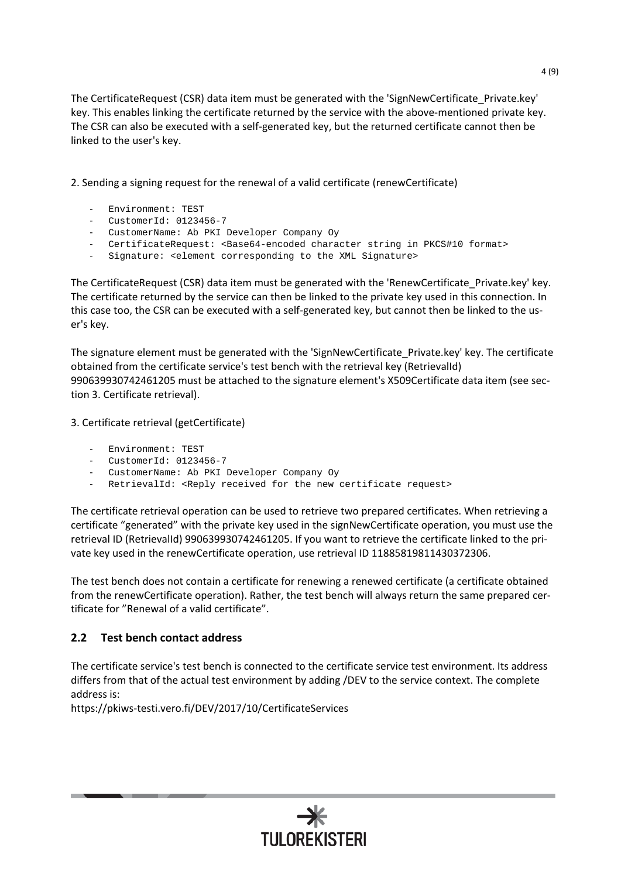The CertificateRequest (CSR) data item must be generated with the 'SignNewCertificate_Private.key' key. This enables linking the certificate returned by the service with the above-mentioned private key. The CSR can also be executed with a self-generated key, but the returned certificate cannot then be linked to the user's key.

2. Sending a signing request for the renewal of a valid certificate (renewCertificate)

```
-   Environment: TEST
-   CustomerId: 0123456-7
-   CustomerName: Ab PKI Developer Company Oy
-   CertificateRequest: <Base64-encoded character string in PKCS#10 format>
-   Signature: <element corresponding to the XML Signature>
```

The CertificateRequest (CSR) data item must be generated with the 'RenewCertificate_Private.key' key. The certificate returned by the service can then be linked to the private key used in this connection. In this case too, the CSR can be executed with a self-generated key, but cannot then be linked to the user's key.

The signature element must be generated with the 'SignNewCertificate_Private.key' key. The certificate obtained from the certificate service's test bench with the retrieval key (RetrievalId) 990639930742461205 must be attached to the signature element's X509Certificate data item (see section 3. Certificate retrieval).

3. Certificate retrieval (getCertificate)

```
-   Environment: TEST
-   CustomerId: 0123456-7
-   CustomerName: Ab PKI Developer Company Oy
-   RetrievalId: <Reply received for the new certificate request>
```

The certificate retrieval operation can be used to retrieve two prepared certificates. When retrieving a certificate "generated" with the private key used in the signNewCertificate operation, you must use the retrieval ID (RetrievalId) 990639930742461205. If you want to retrieve the certificate linked to the private key used in the renewCertificate operation, use retrieval ID 11885819811430372306.

The test bench does not contain a certificate for renewing a renewed certificate (a certificate obtained from the renewCertificate operation). Rather, the test bench will always return the same prepared certificate for "Renewal of a valid certificate".

## 2.2 Test bench contact address

The certificate service's test bench is connected to the certificate service test environment. Its address differs from that of the actual test environment by adding /DEV to the service context. The complete address is:
https://pkiws-testi.vero.fi/DEV/2017/10/CertificateServices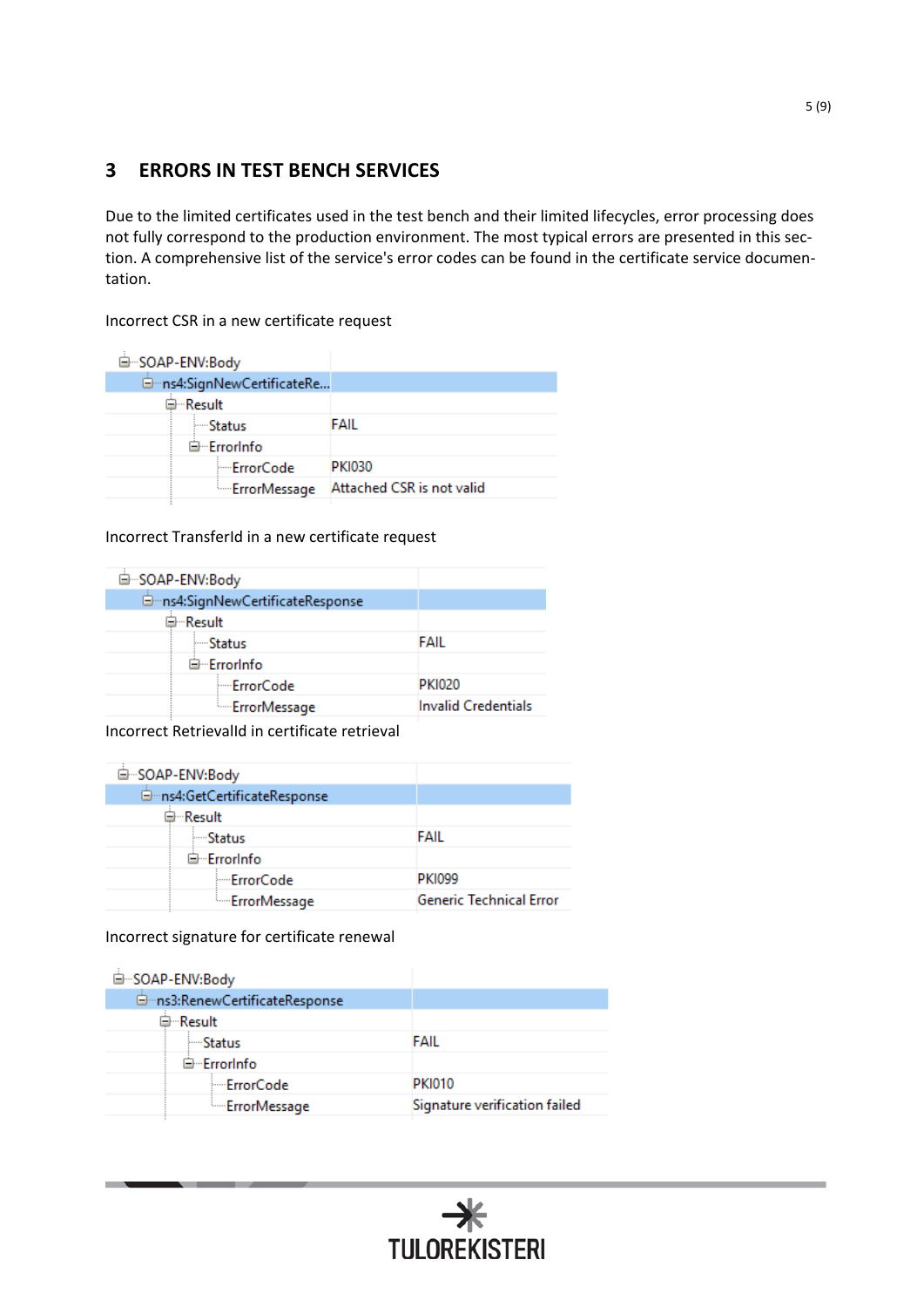## 3 ERRORS IN TEST BENCH SERVICES

Due to the limited certificates used in the test bench and their limited lifecycles, error processing does not fully correspond to the production environment. The most typical errors are presented in this section. A comprehensive list of the service's error codes can be found in the certificate service documentation.

Incorrect CSR in a new certificate request

| Element | Value |
|---|---|
| SOAP-ENV:Body | |
| ns4:SignNewCertificateRe... | |
| Result | |
| Status | FAIL |
| ErrorInfo | |
| ErrorCode | PKI030 |
| ErrorMessage | Attached CSR is not valid |

Incorrect TransferId in a new certificate request

| Element | Value |
|---|---|
| SOAP-ENV:Body | |
| ns4:SignNewCertificateResponse | |
| Result | |
| Status | FAIL |
| ErrorInfo | |
| ErrorCode | PKI020 |
| ErrorMessage | Invalid Credentials |

Incorrect RetrievalId in certificate retrieval

| Element | Value |
|---|---|
| SOAP-ENV:Body | |
| ns4:GetCertificateResponse | |
| Result | |
| Status | FAIL |
| ErrorInfo | |
| ErrorCode | PKI099 |
| ErrorMessage | Generic Technical Error |

Incorrect signature for certificate renewal

| Element | Value |
|---|---|
| SOAP-ENV:Body | |
| ns3:RenewCertificateResponse | |
| Result | |
| Status | FAIL |
| ErrorInfo | |
| ErrorCode | PKI010 |
| ErrorMessage | Signature verification failed |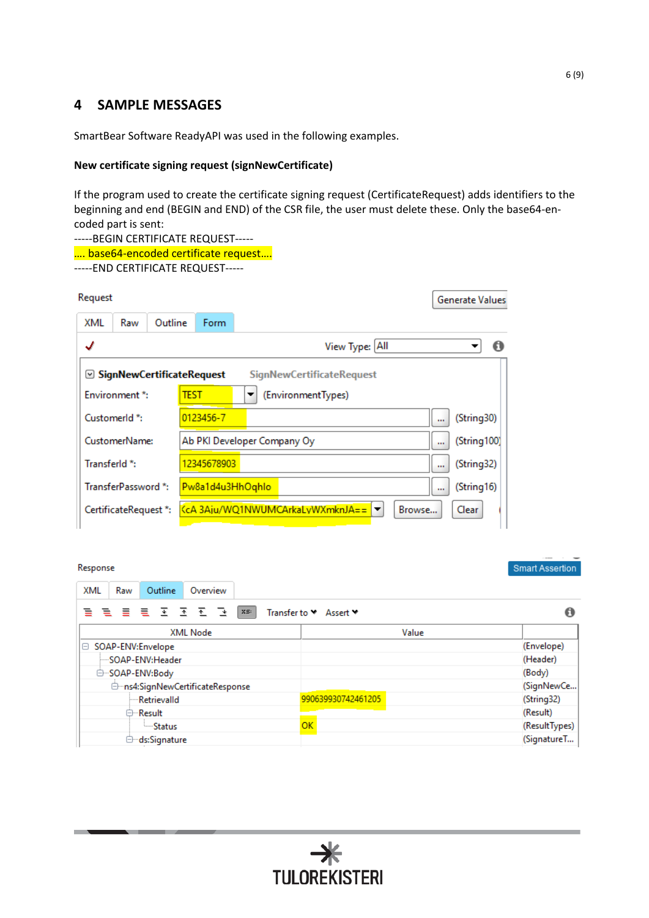## 4 SAMPLE MESSAGES

SmartBear Software ReadyAPI was used in the following examples.

**New certificate signing request (signNewCertificate)**

If the program used to create the certificate signing request (CertificateRequest) adds identifiers to the beginning and end (BEGIN and END) of the CSR file, the user must delete these. Only the base64-encoded part is sent:

```
-----BEGIN CERTIFICATE REQUEST-----
.... base64-encoded certificate request....
-----END CERTIFICATE REQUEST-----
```

Request

XML | Raw | Outline | Form — Generate Values

View Type: All

SignNewCertificateRequest — SignNewCertificateRequest

| Field | Value | Type |
|---|---|---|
| Environment *: | TEST | (EnvironmentTypes) |
| CustomerId *: | 0123456-7 | (String30) |
| CustomerName: | Ab PKI Developer Company Oy | (String100) |
| TransferId *: | 12345678903 | (String32) |
| TransferPassword *: | Pw8a1d4u3HhOqhlo | (String16) |
| CertificateRequest *: | cA 3Aju/WQ1NWUMCArkaLyWXmknJA== | Browse... Clear |

Response

XML | Raw | Outline | Overview — Smart Assertion

Transfer to · Assert

| XML Node | Value | |
|---|---|---|
| SOAP-ENV:Envelope | | (Envelope) |
| SOAP-ENV:Header | | (Header) |
| SOAP-ENV:Body | | (Body) |
| ns4:SignNewCertificateResponse | | (SignNewCe... |
| RetrievalId | 990639930742461205 | (String32) |
| Result | | (Result) |
| Status | OK | (ResultTypes) |
| ds:Signature | | (SignatureT... |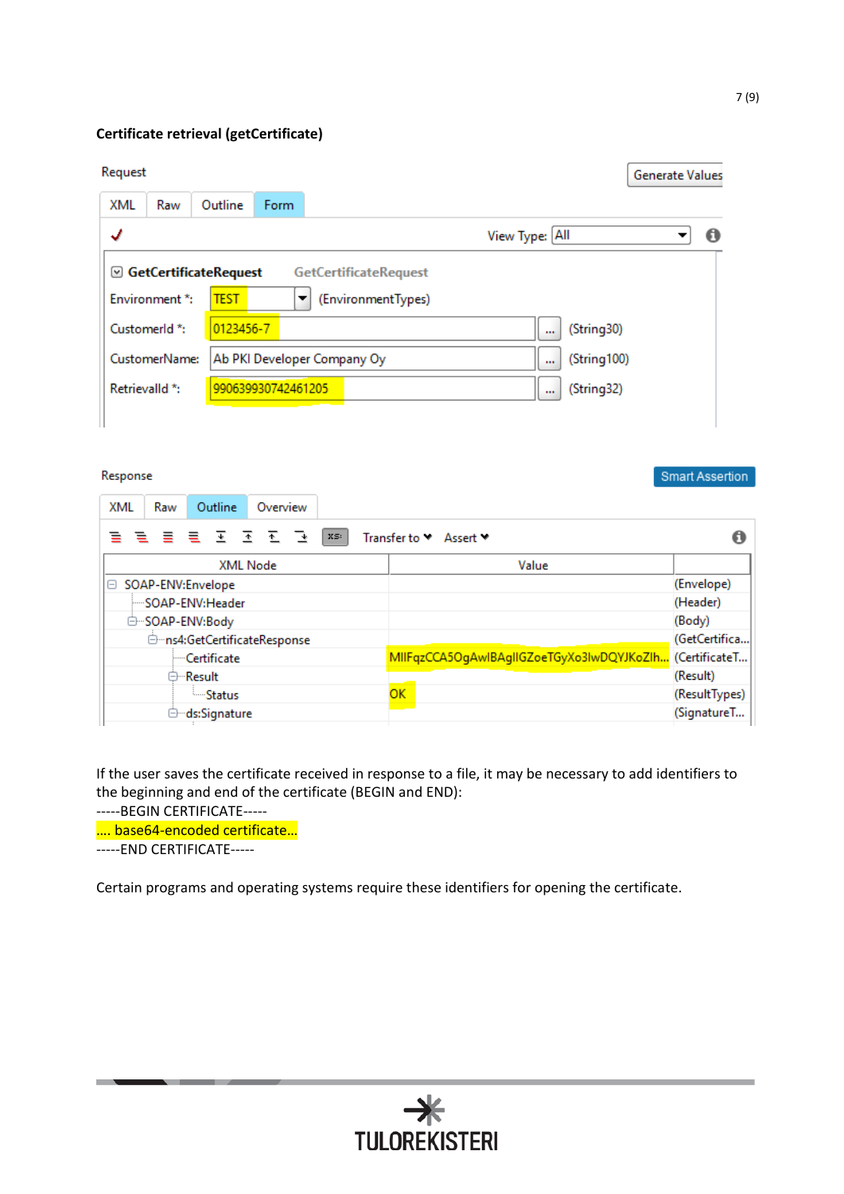**Certificate retrieval (getCertificate)**

Request

| Field | Value | Type |
| --- | --- | --- |
| GetCertificateRequest | | GetCertificateRequest |
| Environment *: | TEST | (EnvironmentTypes) |
| CustomerId *: | 0123456-7 | (String30) |
| CustomerName: | Ab PKI Developer Company Oy | (String100) |
| RetrievalId *: | 990639930742461205 | (String32) |

Response

| XML Node | Value | |
| --- | --- | --- |
| SOAP-ENV:Envelope | | (Envelope) |
| SOAP-ENV:Header | | (Header) |
| SOAP-ENV:Body | | (Body) |
| ns4:GetCertificateResponse | | (GetCertifica... |
| Certificate | MIIFqzCCA5OgAwIBAgIIGZoeTGyXo3lwDQYJKoZIh... | (CertificateT... |
| Result | | (Result) |
| Status | OK | (ResultTypes) |
| ds:Signature | | (SignatureT... |

If the user saves the certificate received in response to a file, it may be necessary to add identifiers to the beginning and end of the certificate (BEGIN and END):

```
-----BEGIN CERTIFICATE-----
.... base64-encoded certificate...
-----END CERTIFICATE-----
```

Certain programs and operating systems require these identifiers for opening the certificate.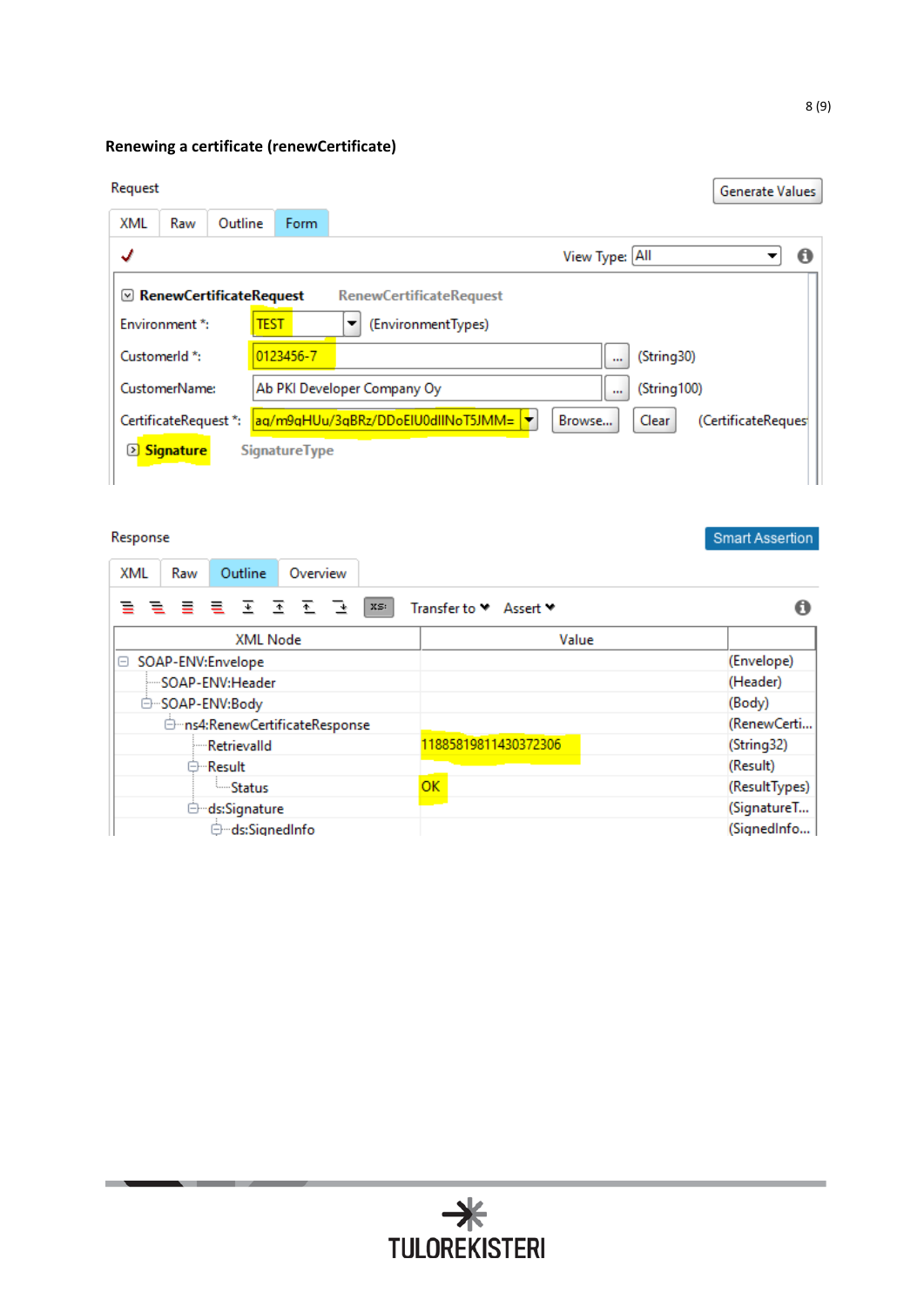**Renewing a certificate (renewCertificate)**

Request

Generate Values

XML | Raw | Outline | Form

View Type: All

| RenewCertificateRequest | | RenewCertificateRequest |
|---|---|---|
| Environment *: | TEST | (EnvironmentTypes) |
| CustomerId *: | 0123456-7 | (String30) |
| CustomerName: | Ab PKI Developer Company Oy | (String100) |
| CertificateRequest *: | aq/m9qHUu/3qBRz/DDoEIU0dlINoT5JMM= | (CertificateReques |
| Signature | | SignatureType |

Response

Smart Assertion

XML | Raw | Outline | Overview

Transfer to | Assert

| XML Node | Value | |
|---|---|---|
| SOAP-ENV:Envelope | | (Envelope) |
| SOAP-ENV:Header | | (Header) |
| SOAP-ENV:Body | | (Body) |
| ns4:RenewCertificateResponse | | (RenewCerti... |
| RetrievalId | 118858198114303723​06 | (String32) |
| Result | | (Result) |
| Status | OK | (ResultTypes) |
| ds:Signature | | (SignatureT... |
| ds:SignedInfo | | (SignedInfo... |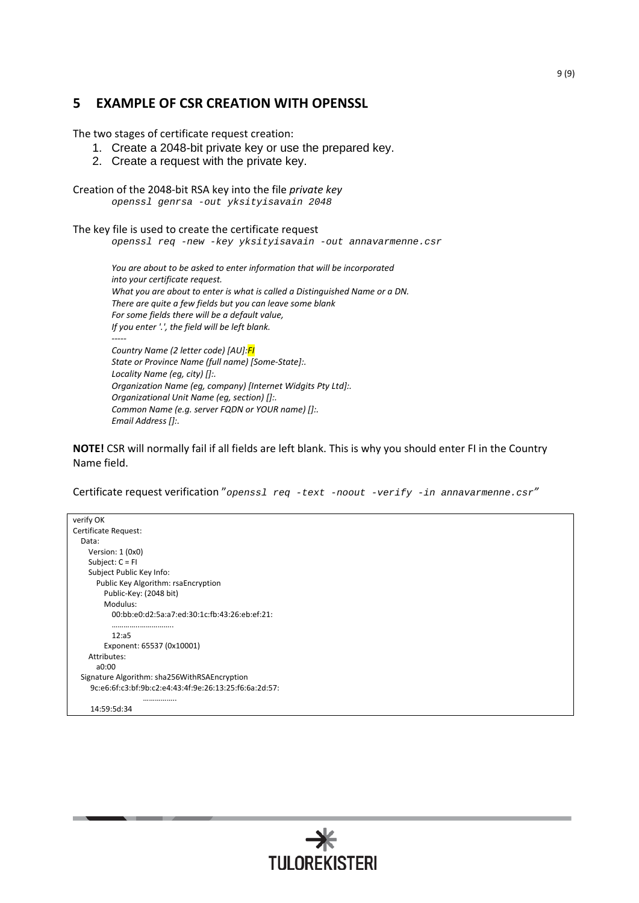# 5 EXAMPLE OF CSR CREATION WITH OPENSSL

The two stages of certificate request creation:

1. Create a 2048-bit private key or use the prepared key.
2. Create a request with the private key.

Creation of the 2048-bit RSA key into the file *private key*

```
openssl genrsa -out yksityisavain 2048
```

The key file is used to create the certificate request

```
openssl req -new -key yksityisavain -out annavarmenne.csr
```

*You are about to be asked to enter information that will be incorporated*
*into your certificate request.*
*What you are about to enter is what is called a Distinguished Name or a DN.*
*There are quite a few fields but you can leave some blank*
*For some fields there will be a default value,*
*If you enter '.', the field will be left blank.*
*-----*
*Country Name (2 letter code) [AU]:FI*
*State or Province Name (full name) [Some-State]:.*
*Locality Name (eg, city) []:.*
*Organization Name (eg, company) [Internet Widgits Pty Ltd]:.*
*Organizational Unit Name (eg, section) []:.*
*Common Name (e.g. server FQDN or YOUR name) []:.*
*Email Address []:.*

**NOTE!** CSR will normally fail if all fields are left blank. This is why you should enter FI in the Country Name field.

Certificate request verification "`openssl req -text -noout -verify -in annavarmenne.csr`"

```
verify OK
Certificate Request:
  Data:
    Version: 1 (0x0)
    Subject: C = FI
    Subject Public Key Info:
      Public Key Algorithm: rsaEncryption
        Public-Key: (2048 bit)
        Modulus:
          00:bb:e0:d2:5a:a7:ed:30:1c:fb:43:26:eb:ef:21:
          ……………………….
          12:a5
        Exponent: 65537 (0x10001)
    Attributes:
      a0:00
  Signature Algorithm: sha256WithRSAEncryption
    9c:e6:6f:c3:bf:9b:c2:e4:43:4f:9e:26:13:25:f6:6a:2d:57:
                …………….
    14:59:5d:34
```